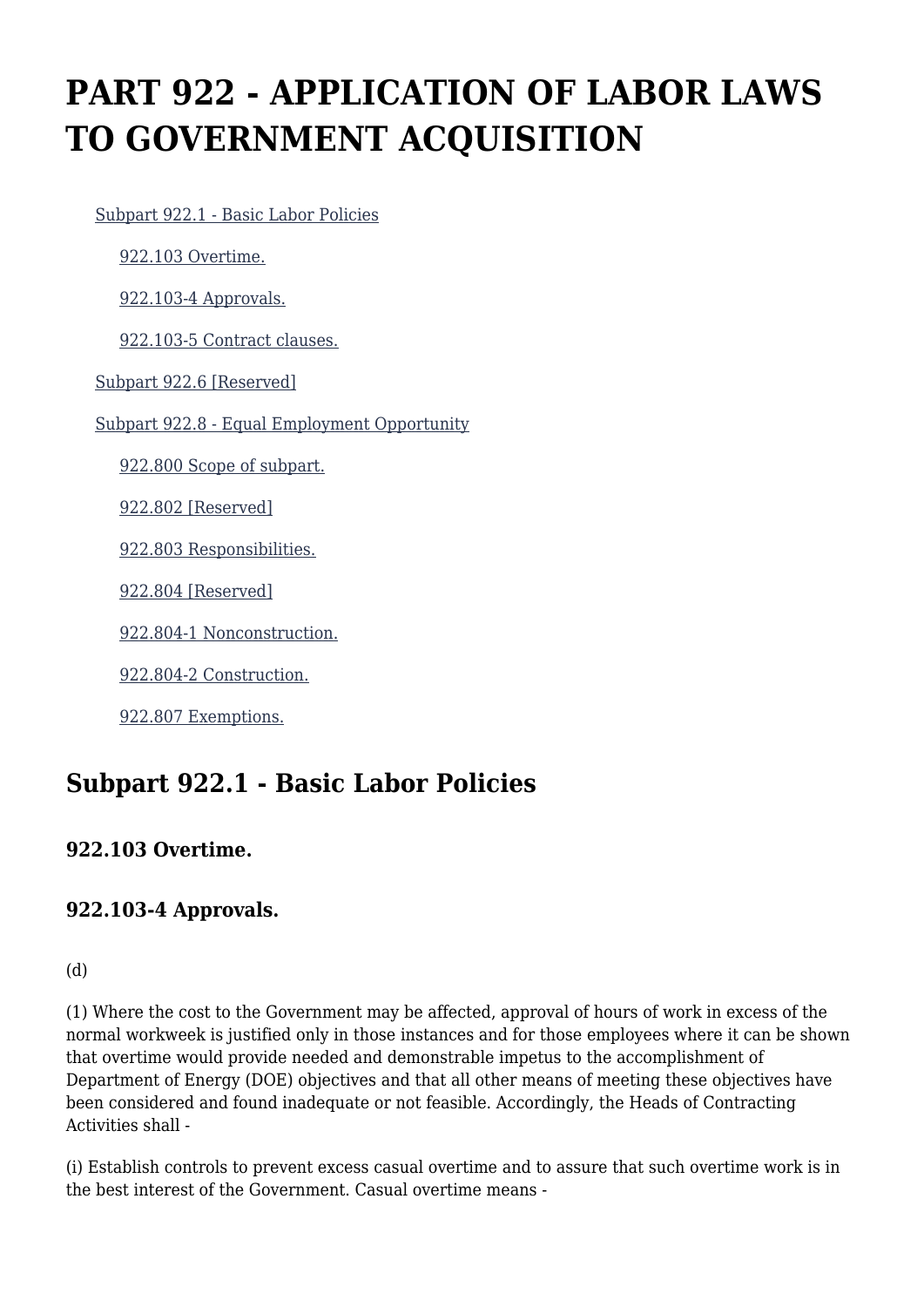# PART 922 - APPLICATION OF LABOR LAWS TO GOVERNMENT ACQUISITION

- Subpart 922.1 - Basic Labor Policies
  - 922.103 Overtime.
  - 922.103-4 Approvals.
  - 922.103-5 Contract clauses.
- Subpart 922.6 [Reserved]
- Subpart 922.8 - Equal Employment Opportunity
  - 922.800 Scope of subpart.
  - 922.802 [Reserved]
  - 922.803 Responsibilities.
  - 922.804 [Reserved]
  - 922.804-1 Nonconstruction.
  - 922.804-2 Construction.
  - 922.807 Exemptions.

## Subpart 922.1 - Basic Labor Policies

### 922.103 Overtime.

### 922.103-4 Approvals.

(d)

(1) Where the cost to the Government may be affected, approval of hours of work in excess of the normal workweek is justified only in those instances and for those employees where it can be shown that overtime would provide needed and demonstrable impetus to the accomplishment of Department of Energy (DOE) objectives and that all other means of meeting these objectives have been considered and found inadequate or not feasible. Accordingly, the Heads of Contracting Activities shall -

(i) Establish controls to prevent excess casual overtime and to assure that such overtime work is in the best interest of the Government. Casual overtime means -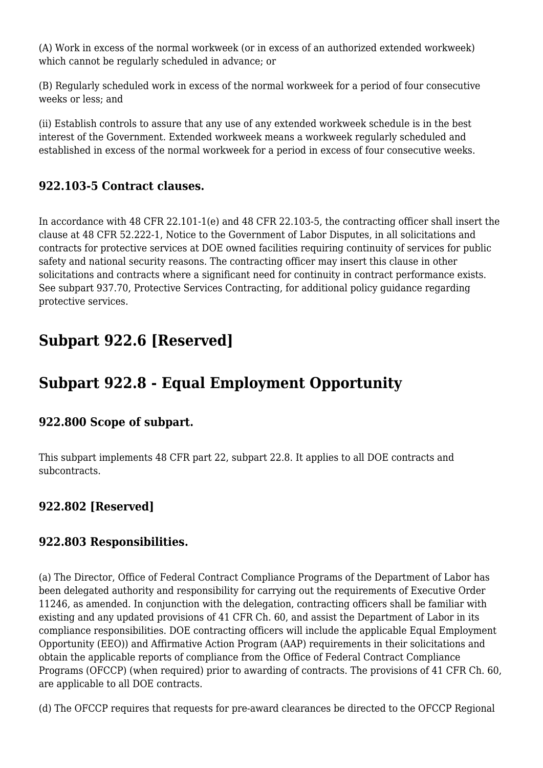(A) Work in excess of the normal workweek (or in excess of an authorized extended workweek) which cannot be regularly scheduled in advance; or

(B) Regularly scheduled work in excess of the normal workweek for a period of four consecutive weeks or less; and

(ii) Establish controls to assure that any use of any extended workweek schedule is in the best interest of the Government. Extended workweek means a workweek regularly scheduled and established in excess of the normal workweek for a period in excess of four consecutive weeks.

### 922.103-5 Contract clauses.

In accordance with 48 CFR 22.101-1(e) and 48 CFR 22.103-5, the contracting officer shall insert the clause at 48 CFR 52.222-1, Notice to the Government of Labor Disputes, in all solicitations and contracts for protective services at DOE owned facilities requiring continuity of services for public safety and national security reasons. The contracting officer may insert this clause in other solicitations and contracts where a significant need for continuity in contract performance exists. See subpart 937.70, Protective Services Contracting, for additional policy guidance regarding protective services.

## Subpart 922.6 [Reserved]

## Subpart 922.8 - Equal Employment Opportunity

### 922.800 Scope of subpart.

This subpart implements 48 CFR part 22, subpart 22.8. It applies to all DOE contracts and subcontracts.

### 922.802 [Reserved]

### 922.803 Responsibilities.

(a) The Director, Office of Federal Contract Compliance Programs of the Department of Labor has been delegated authority and responsibility for carrying out the requirements of Executive Order 11246, as amended. In conjunction with the delegation, contracting officers shall be familiar with existing and any updated provisions of 41 CFR Ch. 60, and assist the Department of Labor in its compliance responsibilities. DOE contracting officers will include the applicable Equal Employment Opportunity (EEO)) and Affirmative Action Program (AAP) requirements in their solicitations and obtain the applicable reports of compliance from the Office of Federal Contract Compliance Programs (OFCCP) (when required) prior to awarding of contracts. The provisions of 41 CFR Ch. 60, are applicable to all DOE contracts.

(d) The OFCCP requires that requests for pre-award clearances be directed to the OFCCP Regional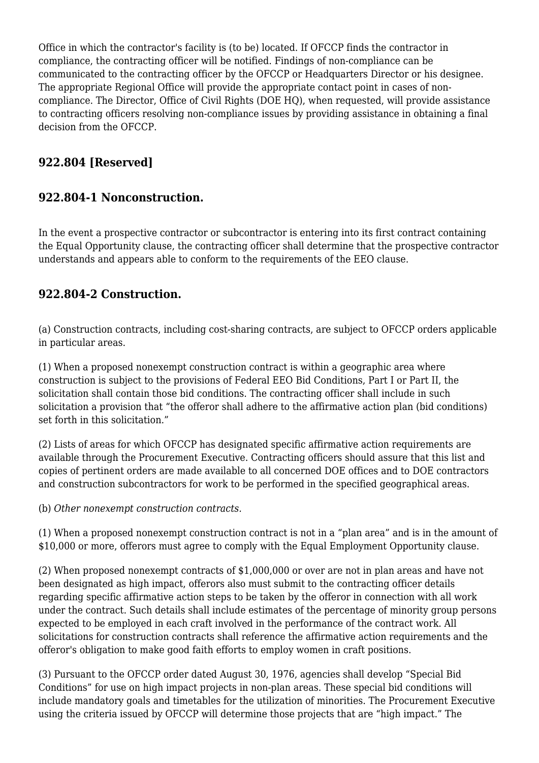Office in which the contractor's facility is (to be) located. If OFCCP finds the contractor in compliance, the contracting officer will be notified. Findings of non-compliance can be communicated to the contracting officer by the OFCCP or Headquarters Director or his designee. The appropriate Regional Office will provide the appropriate contact point in cases of non-compliance. The Director, Office of Civil Rights (DOE HQ), when requested, will provide assistance to contracting officers resolving non-compliance issues by providing assistance in obtaining a final decision from the OFCCP.

### 922.804 [Reserved]

### 922.804-1 Nonconstruction.

In the event a prospective contractor or subcontractor is entering into its first contract containing the Equal Opportunity clause, the contracting officer shall determine that the prospective contractor understands and appears able to conform to the requirements of the EEO clause.

### 922.804-2 Construction.

(a) Construction contracts, including cost-sharing contracts, are subject to OFCCP orders applicable in particular areas.

(1) When a proposed nonexempt construction contract is within a geographic area where construction is subject to the provisions of Federal EEO Bid Conditions, Part I or Part II, the solicitation shall contain those bid conditions. The contracting officer shall include in such solicitation a provision that "the offeror shall adhere to the affirmative action plan (bid conditions) set forth in this solicitation."

(2) Lists of areas for which OFCCP has designated specific affirmative action requirements are available through the Procurement Executive. Contracting officers should assure that this list and copies of pertinent orders are made available to all concerned DOE offices and to DOE contractors and construction subcontractors for work to be performed in the specified geographical areas.

(b) *Other nonexempt construction contracts.*

(1) When a proposed nonexempt construction contract is not in a "plan area" and is in the amount of $10,000 or more, offerors must agree to comply with the Equal Employment Opportunity clause.

(2) When proposed nonexempt contracts of $1,000,000 or over are not in plan areas and have not been designated as high impact, offerors also must submit to the contracting officer details regarding specific affirmative action steps to be taken by the offeror in connection with all work under the contract. Such details shall include estimates of the percentage of minority group persons expected to be employed in each craft involved in the performance of the contract work. All solicitations for construction contracts shall reference the affirmative action requirements and the offeror's obligation to make good faith efforts to employ women in craft positions.

(3) Pursuant to the OFCCP order dated August 30, 1976, agencies shall develop "Special Bid Conditions" for use on high impact projects in non-plan areas. These special bid conditions will include mandatory goals and timetables for the utilization of minorities. The Procurement Executive using the criteria issued by OFCCP will determine those projects that are "high impact." The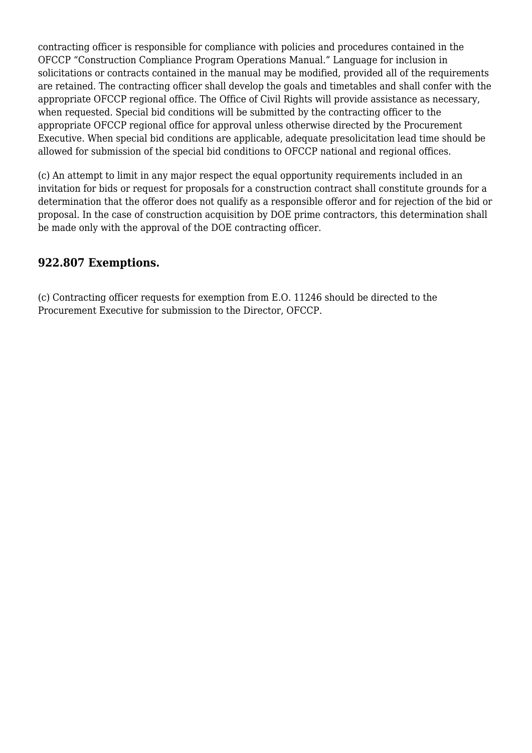contracting officer is responsible for compliance with policies and procedures contained in the OFCCP "Construction Compliance Program Operations Manual." Language for inclusion in solicitations or contracts contained in the manual may be modified, provided all of the requirements are retained. The contracting officer shall develop the goals and timetables and shall confer with the appropriate OFCCP regional office. The Office of Civil Rights will provide assistance as necessary, when requested. Special bid conditions will be submitted by the contracting officer to the appropriate OFCCP regional office for approval unless otherwise directed by the Procurement Executive. When special bid conditions are applicable, adequate presolicitation lead time should be allowed for submission of the special bid conditions to OFCCP national and regional offices.

(c) An attempt to limit in any major respect the equal opportunity requirements included in an invitation for bids or request for proposals for a construction contract shall constitute grounds for a determination that the offeror does not qualify as a responsible offeror and for rejection of the bid or proposal. In the case of construction acquisition by DOE prime contractors, this determination shall be made only with the approval of the DOE contracting officer.

### 922.807 Exemptions.

(c) Contracting officer requests for exemption from E.O. 11246 should be directed to the Procurement Executive for submission to the Director, OFCCP.